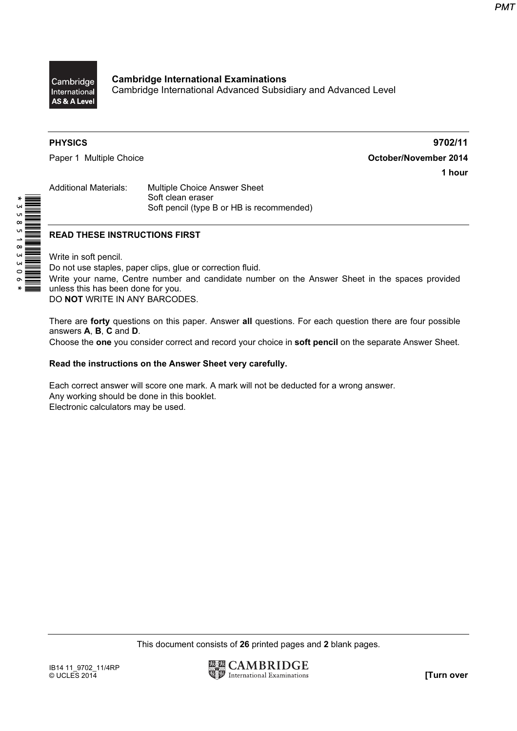**Cambridge International Examinations**
Cambridge International Advanced Subsidiary and Advanced Level

**PHYSICS** **9702/11**

Paper 1 Multiple Choice **October/November 2014**

**1 hour**

Additional Materials: Multiple Choice Answer Sheet
Soft clean eraser
Soft pencil (type B or HB is recommended)

**READ THESE INSTRUCTIONS FIRST**

Write in soft pencil.
Do not use staples, paper clips, glue or correction fluid.
Write your name, Centre number and candidate number on the Answer Sheet in the spaces provided unless this has been done for you.
DO **NOT** WRITE IN ANY BARCODES.

There are **forty** questions on this paper. Answer **all** questions. For each question there are four possible answers **A**, **B**, **C** and **D**.
Choose the **one** you consider correct and record your choice in **soft pencil** on the separate Answer Sheet.

**Read the instructions on the Answer Sheet very carefully.**

Each correct answer will score one mark. A mark will not be deducted for a wrong answer.
Any working should be done in this booklet.
Electronic calculators may be used.

This document consists of **26** printed pages and **2** blank pages.

IB14 11_9702_11/4RP
© UCLES 2014

**[Turn over**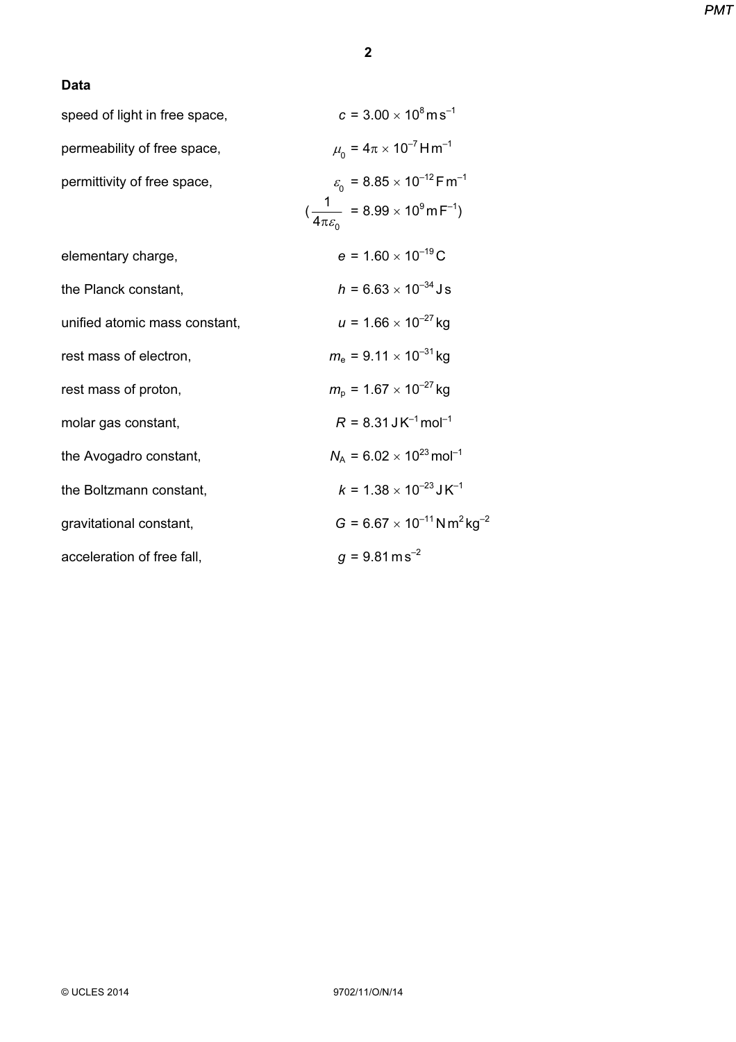## Data

| | |
|---|---|
| speed of light in free space, | $c = 3.00 \times 10^{8}\,\text{m s}^{-1}$ |
| permeability of free space, | $\mu_0 = 4\pi \times 10^{-7}\,\text{H m}^{-1}$ |
| permittivity of free space, | $\varepsilon_0 = 8.85 \times 10^{-12}\,\text{F m}^{-1}$ |
| | $(\dfrac{1}{4\pi\varepsilon_0} = 8.99 \times 10^{9}\,\text{m F}^{-1})$ |
| elementary charge, | $e = 1.60 \times 10^{-19}\,\text{C}$ |
| the Planck constant, | $h = 6.63 \times 10^{-34}\,\text{J s}$ |
| unified atomic mass constant, | $u = 1.66 \times 10^{-27}\,\text{kg}$ |
| rest mass of electron, | $m_e = 9.11 \times 10^{-31}\,\text{kg}$ |
| rest mass of proton, | $m_p = 1.67 \times 10^{-27}\,\text{kg}$ |
| molar gas constant, | $R = 8.31\,\text{J K}^{-1}\,\text{mol}^{-1}$ |
| the Avogadro constant, | $N_A = 6.02 \times 10^{23}\,\text{mol}^{-1}$ |
| the Boltzmann constant, | $k = 1.38 \times 10^{-23}\,\text{J K}^{-1}$ |
| gravitational constant, | $G = 6.67 \times 10^{-11}\,\text{N m}^{2}\,\text{kg}^{-2}$ |
| acceleration of free fall, | $g = 9.81\,\text{m s}^{-2}$ |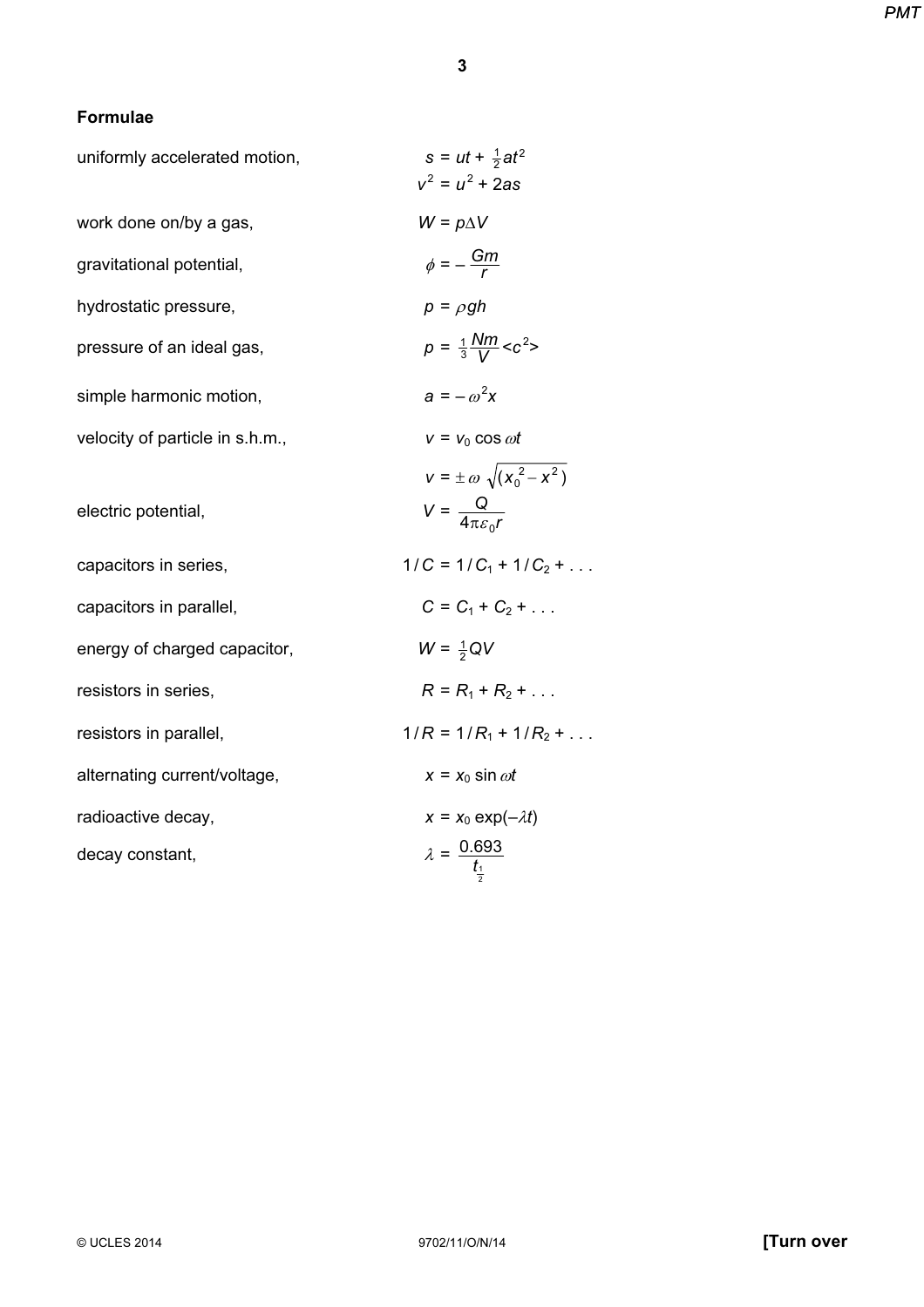**Formulae**

| | |
|---|---|
| uniformly accelerated motion, | $s = ut + \frac{1}{2}at^2$ |
| | $v^2 = u^2 + 2as$ |
| work done on/by a gas, | $W = p\Delta V$ |
| gravitational potential, | $\phi = -\frac{Gm}{r}$ |
| hydrostatic pressure, | $p = \rho gh$ |
| pressure of an ideal gas, | $p = \frac{1}{3}\frac{Nm}{V}\langle c^2\rangle$ |
| simple harmonic motion, | $a = -\omega^2 x$ |
| velocity of particle in s.h.m., | $v = v_0 \cos \omega t$ |
| | $v = \pm\omega\sqrt{(x_0^2 - x^2)}$ |
| electric potential, | $V = \frac{Q}{4\pi\varepsilon_0 r}$ |
| capacitors in series, | $1/C = 1/C_1 + 1/C_2 + \ldots$ |
| capacitors in parallel, | $C = C_1 + C_2 + \ldots$ |
| energy of charged capacitor, | $W = \frac{1}{2}QV$ |
| resistors in series, | $R = R_1 + R_2 + \ldots$ |
| resistors in parallel, | $1/R = 1/R_1 + 1/R_2 + \ldots$ |
| alternating current/voltage, | $x = x_0 \sin \omega t$ |
| radioactive decay, | $x = x_0 \exp(-\lambda t)$ |
| decay constant, | $\lambda = \frac{0.693}{t_{\frac{1}{2}}}$ |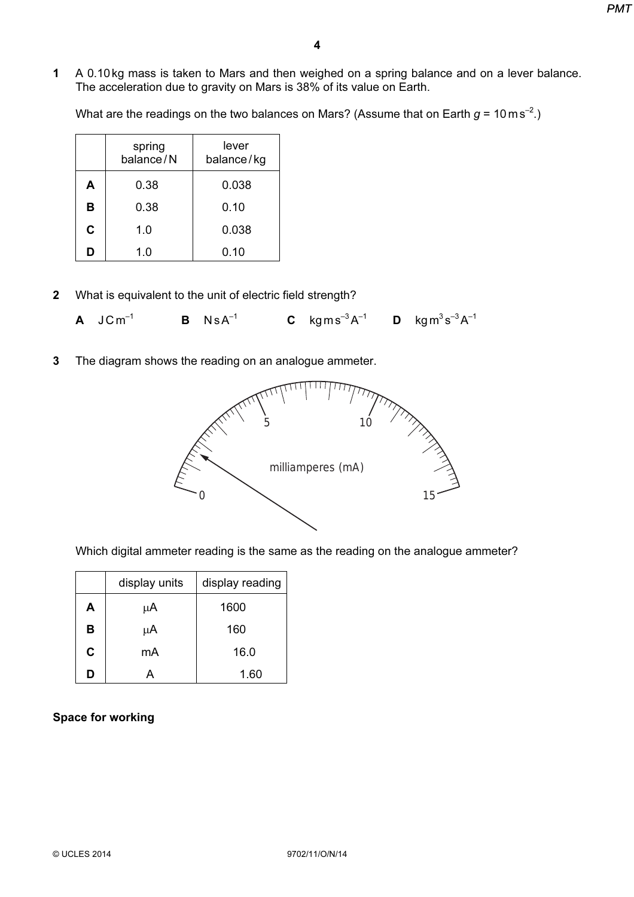**1** A 0.10 kg mass is taken to Mars and then weighed on a spring balance and on a lever balance. The acceleration due to gravity on Mars is 38% of its value on Earth.

What are the readings on the two balances on Mars? (Assume that on Earth $g = 10\,\text{m}\,\text{s}^{-2}$.)

| | spring balance / N | lever balance / kg |
|---|---|---|
| **A** | 0.38 | 0.038 |
| **B** | 0.38 | 0.10 |
| **C** | 1.0 | 0.038 |
| **D** | 1.0 | 0.10 |

**2** What is equivalent to the unit of electric field strength?

**A** $\text{J}\,\text{C}\,\text{m}^{-1}$ **B** $\text{N}\,\text{s}\,\text{A}^{-1}$ **C** $\text{kg}\,\text{m}\,\text{s}^{-3}\,\text{A}^{-1}$ **D** $\text{kg}\,\text{m}^3\,\text{s}^{-3}\,\text{A}^{-1}$

**3** The diagram shows the reading on an analogue ammeter.

0
5
10
15
milliamperes (mA)

Which digital ammeter reading is the same as the reading on the analogue ammeter?

| | display units | display reading |
|---|---|---|
| **A** | µA | 1600 |
| **B** | µA | 160 |
| **C** | mA | 16.0 |
| **D** | A | 1.60 |

**Space for working**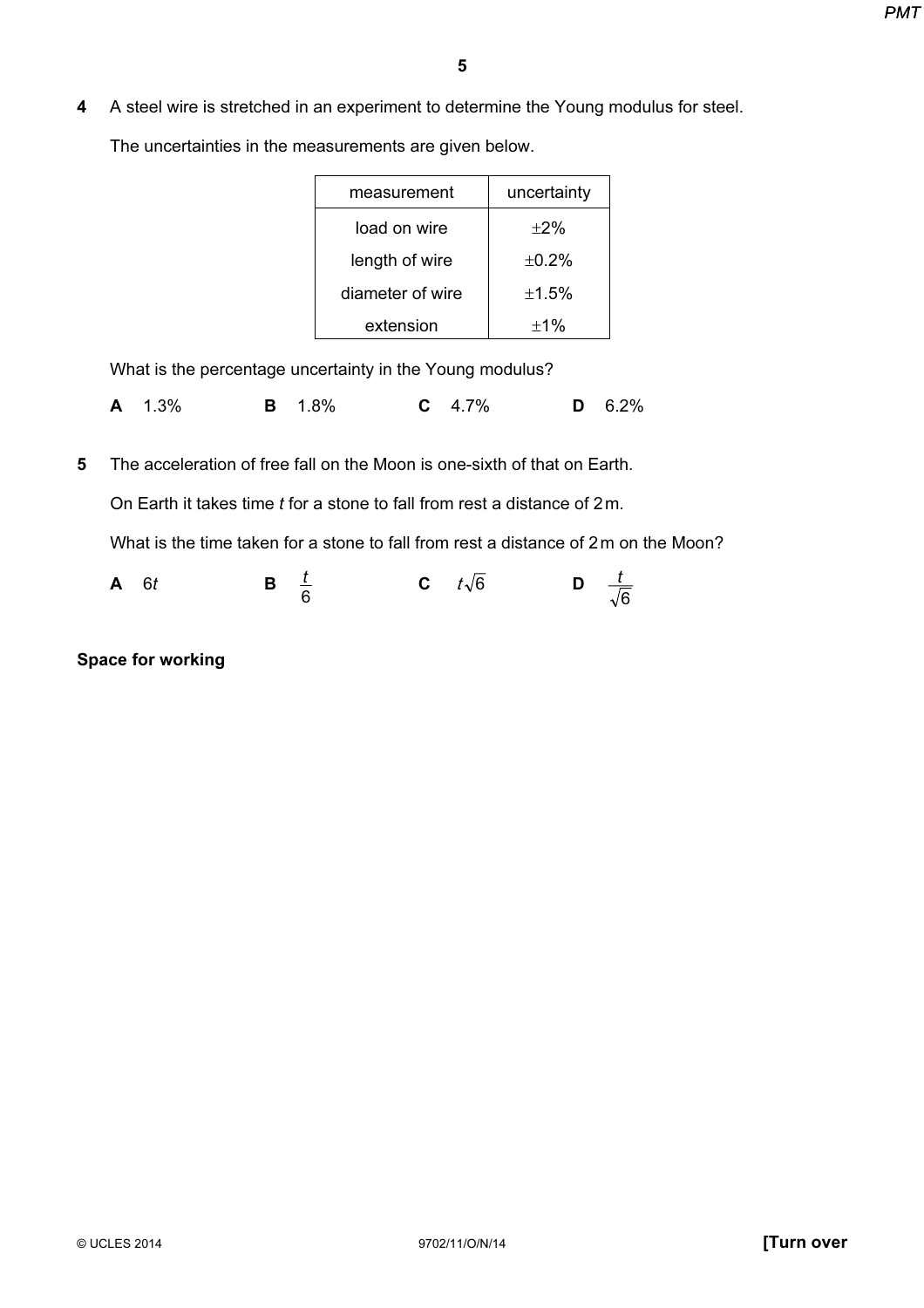**4** A steel wire is stretched in an experiment to determine the Young modulus for steel.

The uncertainties in the measurements are given below.

| measurement | uncertainty |
|---|---|
| load on wire | $\pm 2\%$ |
| length of wire | $\pm 0.2\%$ |
| diameter of wire | $\pm 1.5\%$ |
| extension | $\pm 1\%$ |

What is the percentage uncertainty in the Young modulus?

**A** 1.3% **B** 1.8% **C** 4.7% **D** 6.2%

**5** The acceleration of free fall on the Moon is one-sixth of that on Earth.

On Earth it takes time $t$ for a stone to fall from rest a distance of 2 m.

What is the time taken for a stone to fall from rest a distance of 2 m on the Moon?

**A** $6t$ **B** $\frac{t}{6}$ **C** $t\sqrt{6}$ **D** $\frac{t}{\sqrt{6}}$

**Space for working**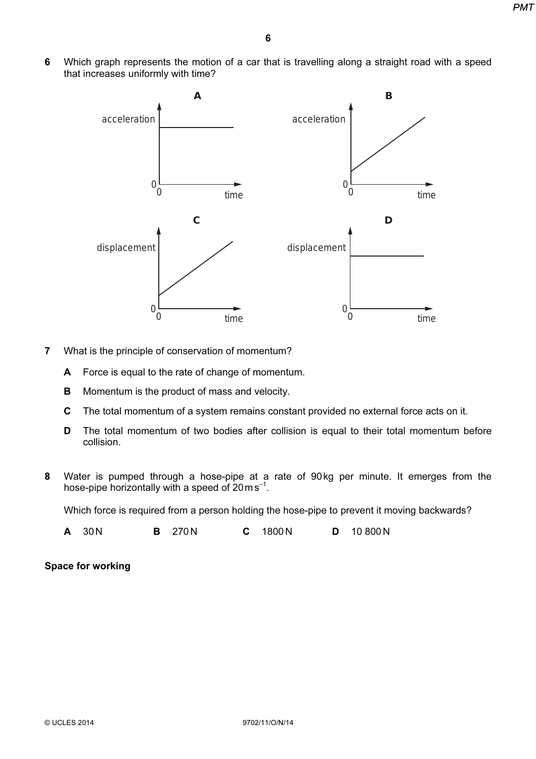6 Which graph represents the motion of a car that is travelling along a straight road with a speed that increases uniformly with time?

**A**

acceleration

0

0

time

**B**

acceleration

0

0

time

**C**

displacement

0

0

time

**D**

displacement

0

0

time

7 What is the principle of conservation of momentum?

**A** Force is equal to the rate of change of momentum.

**B** Momentum is the product of mass and velocity.

**C** The total momentum of a system remains constant provided no external force acts on it.

**D** The total momentum of two bodies after collision is equal to their total momentum before collision.

8 Water is pumped through a hose-pipe at a rate of 90 kg per minute. It emerges from the hose-pipe horizontally with a speed of $20\,\text{m}\,\text{s}^{-1}$.

Which force is required from a person holding the hose-pipe to prevent it moving backwards?

**A** 30 N **B** 270 N **C** 1800 N **D** 10 800 N

**Space for working**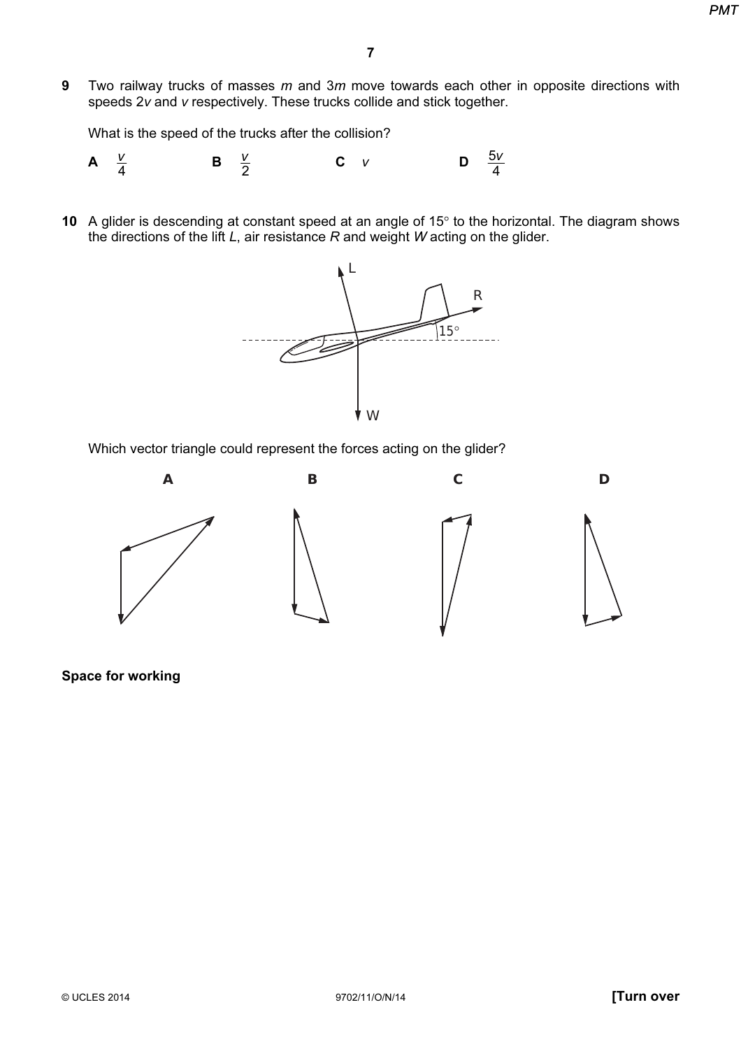**9** Two railway trucks of masses $m$ and $3m$ move towards each other in opposite directions with speeds $2v$ and $v$ respectively. These trucks collide and stick together.

What is the speed of the trucks after the collision?

**A** $\frac{v}{4}$ **B** $\frac{v}{2}$ **C** $v$ **D** $\frac{5v}{4}$

**10** A glider is descending at constant speed at an angle of 15° to the horizontal. The diagram shows the directions of the lift $L$, air resistance $R$ and weight $W$ acting on the glider.

L

R

15°

W

Which vector triangle could represent the forces acting on the glider?

**A** **B** **C** **D**

**Space for working**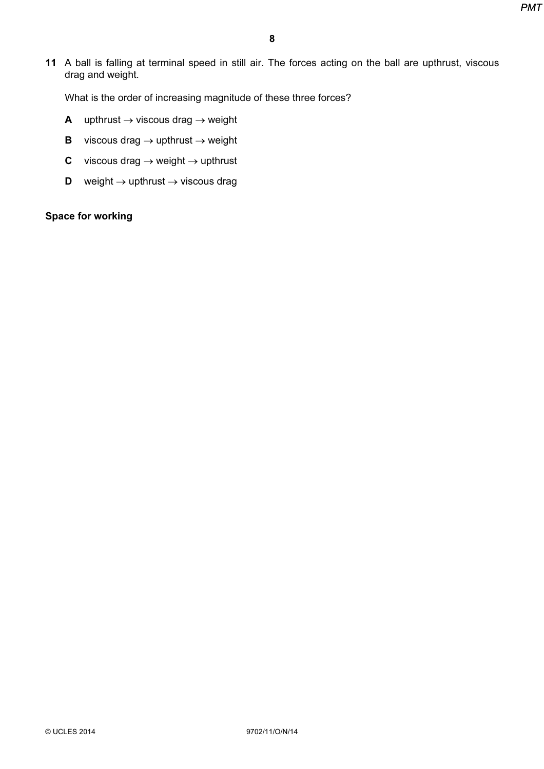**11** A ball is falling at terminal speed in still air. The forces acting on the ball are upthrust, viscous drag and weight.

What is the order of increasing magnitude of these three forces?

**A** upthrust $\rightarrow$ viscous drag $\rightarrow$ weight

**B** viscous drag $\rightarrow$ upthrust $\rightarrow$ weight

**C** viscous drag $\rightarrow$ weight $\rightarrow$ upthrust

**D** weight $\rightarrow$ upthrust $\rightarrow$ viscous drag

**Space for working**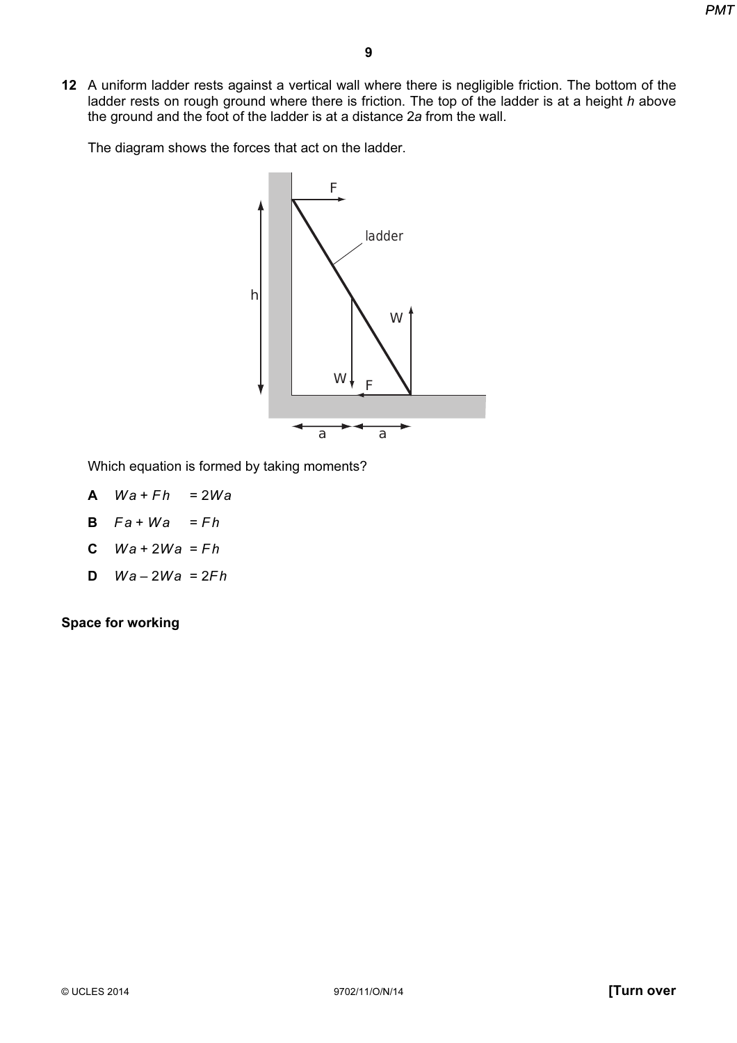**12** A uniform ladder rests against a vertical wall where there is negligible friction. The bottom of the ladder rests on rough ground where there is friction. The top of the ladder is at a height $h$ above the ground and the foot of the ladder is at a distance $2a$ from the wall.

The diagram shows the forces that act on the ladder.

F

ladder

h

W

W

F

a

a

Which equation is formed by taking moments?

**A** $Wa + Fh = 2Wa$

**B** $Fa + Wa = Fh$

**C** $Wa + 2Wa = Fh$

**D** $Wa - 2Wa = 2Fh$

**Space for working**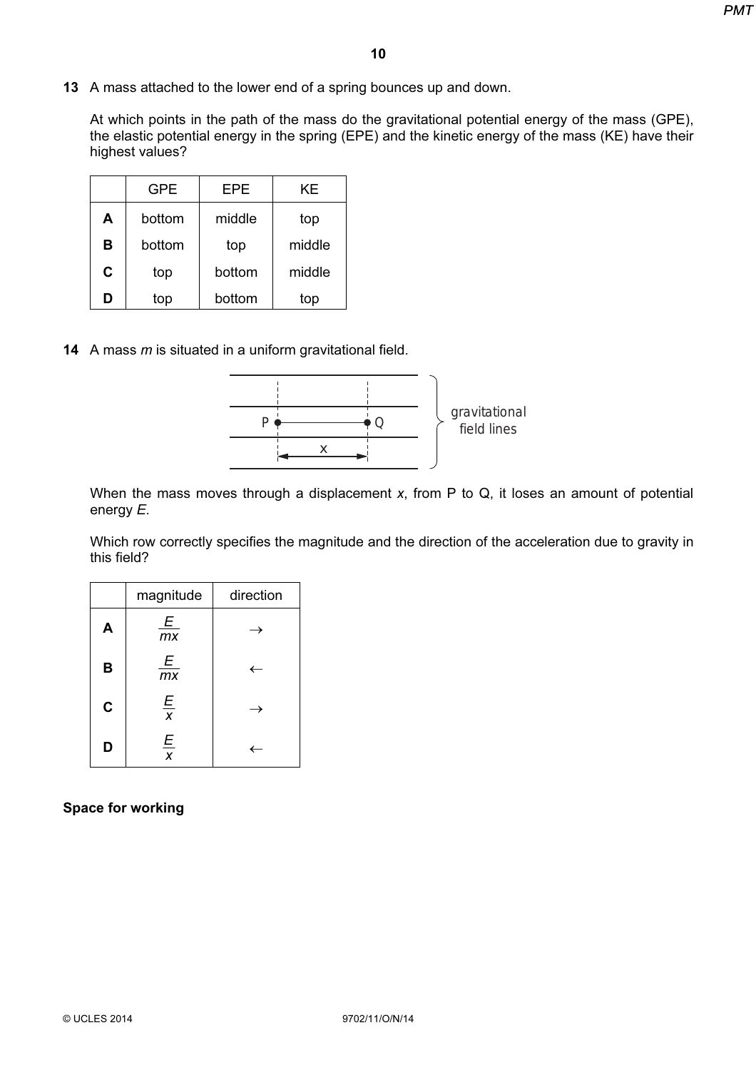**13** A mass attached to the lower end of a spring bounces up and down.

At which points in the path of the mass do the gravitational potential energy of the mass (GPE), the elastic potential energy in the spring (EPE) and the kinetic energy of the mass (KE) have their highest values?

| | GPE | EPE | KE |
|---|---|---|---|
| **A** | bottom | middle | top |
| **B** | bottom | top | middle |
| **C** | top | bottom | middle |
| **D** | top | bottom | top |

**14** A mass $m$ is situated in a uniform gravitational field.

P

Q

x

gravitational field lines

When the mass moves through a displacement $x$, from P to Q, it loses an amount of potential energy $E$.

Which row correctly specifies the magnitude and the direction of the acceleration due to gravity in this field?

| | magnitude | direction |
|---|---|---|
| **A** | $\frac{E}{mx}$ | $\rightarrow$ |
| **B** | $\frac{E}{mx}$ | $\leftarrow$ |
| **C** | $\frac{E}{x}$ | $\rightarrow$ |
| **D** | $\frac{E}{x}$ | $\leftarrow$ |

**Space for working**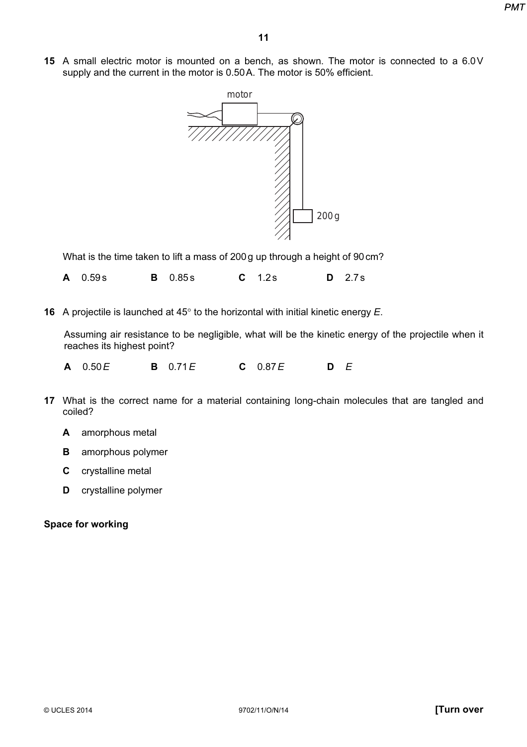**15** A small electric motor is mounted on a bench, as shown. The motor is connected to a 6.0 V supply and the current in the motor is 0.50 A. The motor is 50% efficient.

motor

200 g

What is the time taken to lift a mass of 200 g up through a height of 90 cm?

**A** 0.59 s **B** 0.85 s **C** 1.2 s **D** 2.7 s

**16** A projectile is launched at 45° to the horizontal with initial kinetic energy $E$.

Assuming air resistance to be negligible, what will be the kinetic energy of the projectile when it reaches its highest point?

**A** $0.50\,E$ **B** $0.71\,E$ **C** $0.87\,E$ **D** $E$

**17** What is the correct name for a material containing long-chain molecules that are tangled and coiled?

**A** amorphous metal

**B** amorphous polymer

**C** crystalline metal

**D** crystalline polymer

**Space for working**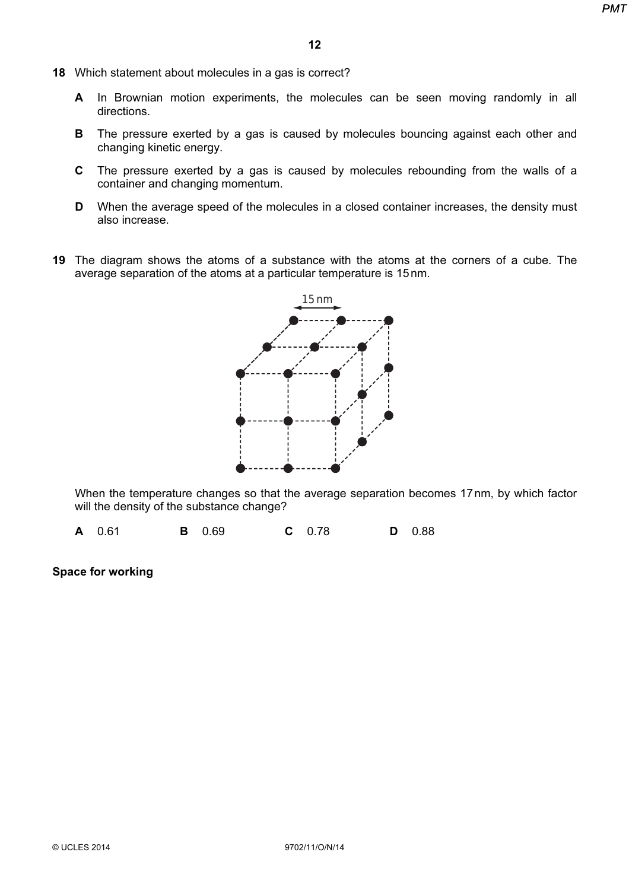**18** Which statement about molecules in a gas is correct?

**A** In Brownian motion experiments, the molecules can be seen moving randomly in all directions.

**B** The pressure exerted by a gas is caused by molecules bouncing against each other and changing kinetic energy.

**C** The pressure exerted by a gas is caused by molecules rebounding from the walls of a container and changing momentum.

**D** When the average speed of the molecules in a closed container increases, the density must also increase.

**19** The diagram shows the atoms of a substance with the atoms at the corners of a cube. The average separation of the atoms at a particular temperature is 15 nm.

15 nm

When the temperature changes so that the average separation becomes 17 nm, by which factor will the density of the substance change?

**A** 0.61 **B** 0.69 **C** 0.78 **D** 0.88

**Space for working**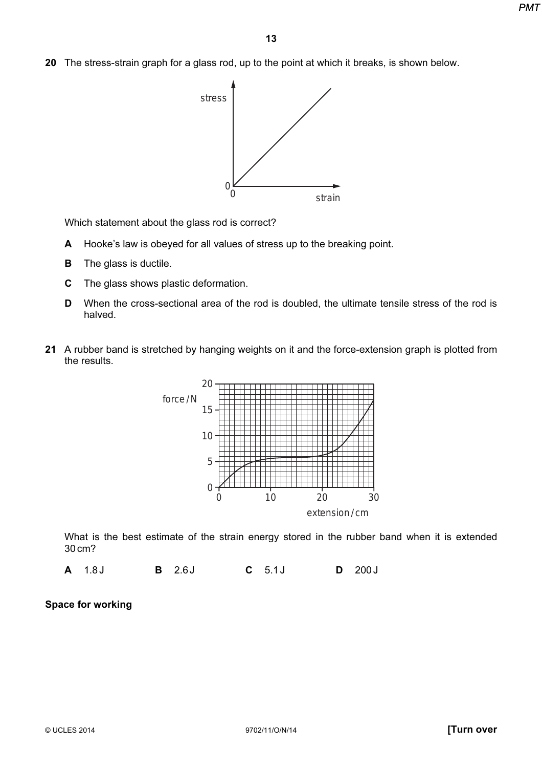**20** The stress-strain graph for a glass rod, up to the point at which it breaks, is shown below.

stress

0

0

strain

Which statement about the glass rod is correct?

**A** Hooke's law is obeyed for all values of stress up to the breaking point.

**B** The glass is ductile.

**C** The glass shows plastic deformation.

**D** When the cross-sectional area of the rod is doubled, the ultimate tensile stress of the rod is halved.

**21** A rubber band is stretched by hanging weights on it and the force-extension graph is plotted from the results.

force / N

20

15

10

5

0

0

10

20

30

extension / cm

What is the best estimate of the strain energy stored in the rubber band when it is extended 30 cm?

**A** 1.8 J **B** 2.6 J **C** 5.1 J **D** 200 J

**Space for working**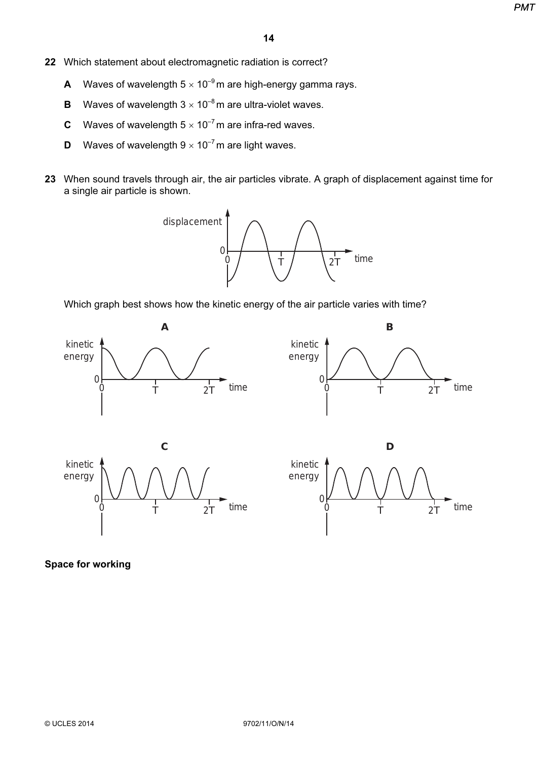**22** Which statement about electromagnetic radiation is correct?

**A** Waves of wavelength $5 \times 10^{-9}$ m are high-energy gamma rays.

**B** Waves of wavelength $3 \times 10^{-8}$ m are ultra-violet waves.

**C** Waves of wavelength $5 \times 10^{-7}$ m are infra-red waves.

**D** Waves of wavelength $9 \times 10^{-7}$ m are light waves.

**23** When sound travels through air, the air particles vibrate. A graph of displacement against time for a single air particle is shown.

displacement

0

0 T 2T time

Which graph best shows how the kinetic energy of the air particle varies with time?

**A**

kinetic energy

0

0 T 2T time

**B**

kinetic energy

0

0 T 2T time

**C**

kinetic energy

0

0 T 2T time

**D**

kinetic energy

0

0 T 2T time

**Space for working**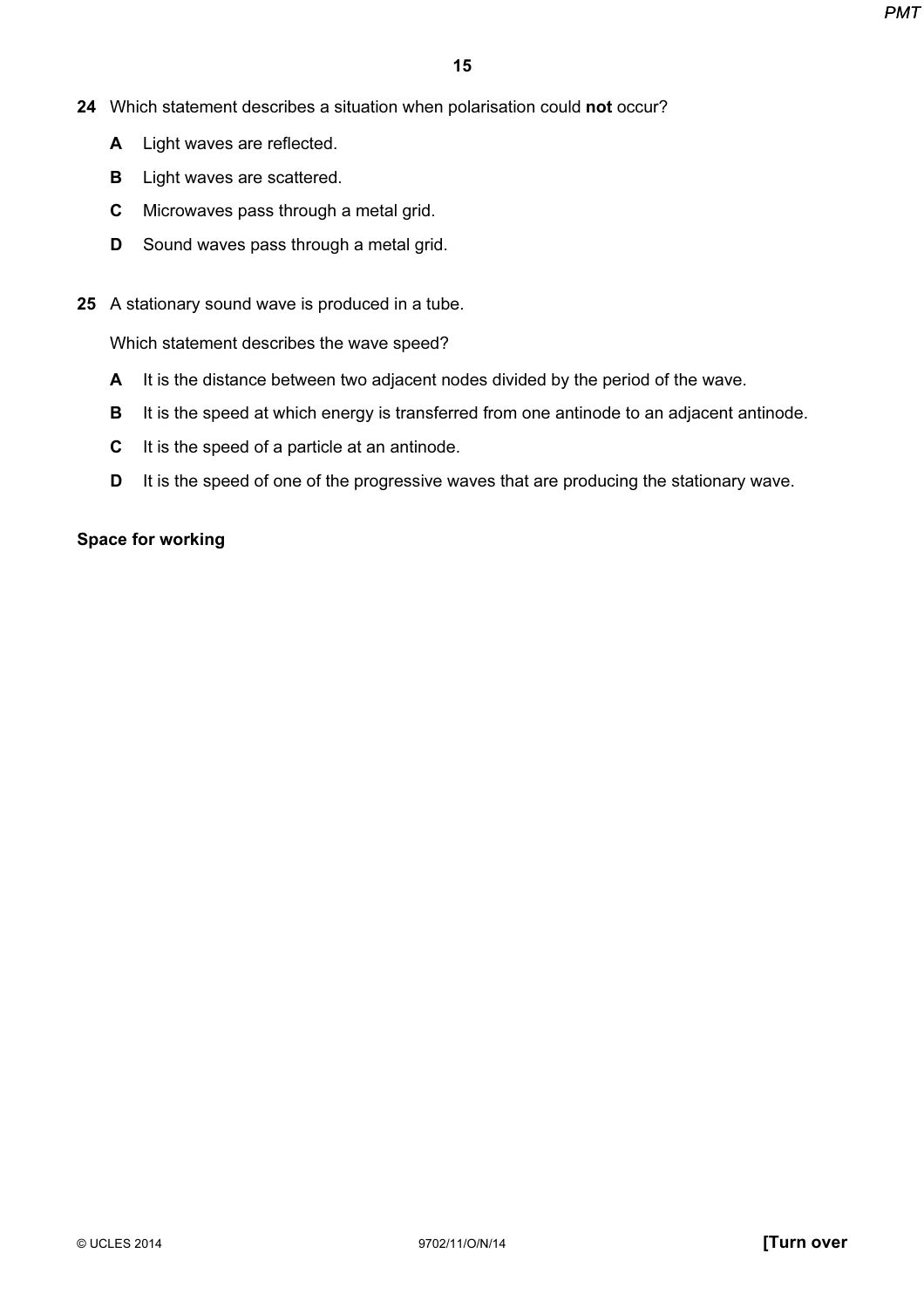**24** Which statement describes a situation when polarisation could **not** occur?

**A** Light waves are reflected.

**B** Light waves are scattered.

**C** Microwaves pass through a metal grid.

**D** Sound waves pass through a metal grid.

**25** A stationary sound wave is produced in a tube.

Which statement describes the wave speed?

**A** It is the distance between two adjacent nodes divided by the period of the wave.

**B** It is the speed at which energy is transferred from one antinode to an adjacent antinode.

**C** It is the speed of a particle at an antinode.

**D** It is the speed of one of the progressive waves that are producing the stationary wave.

**Space for working**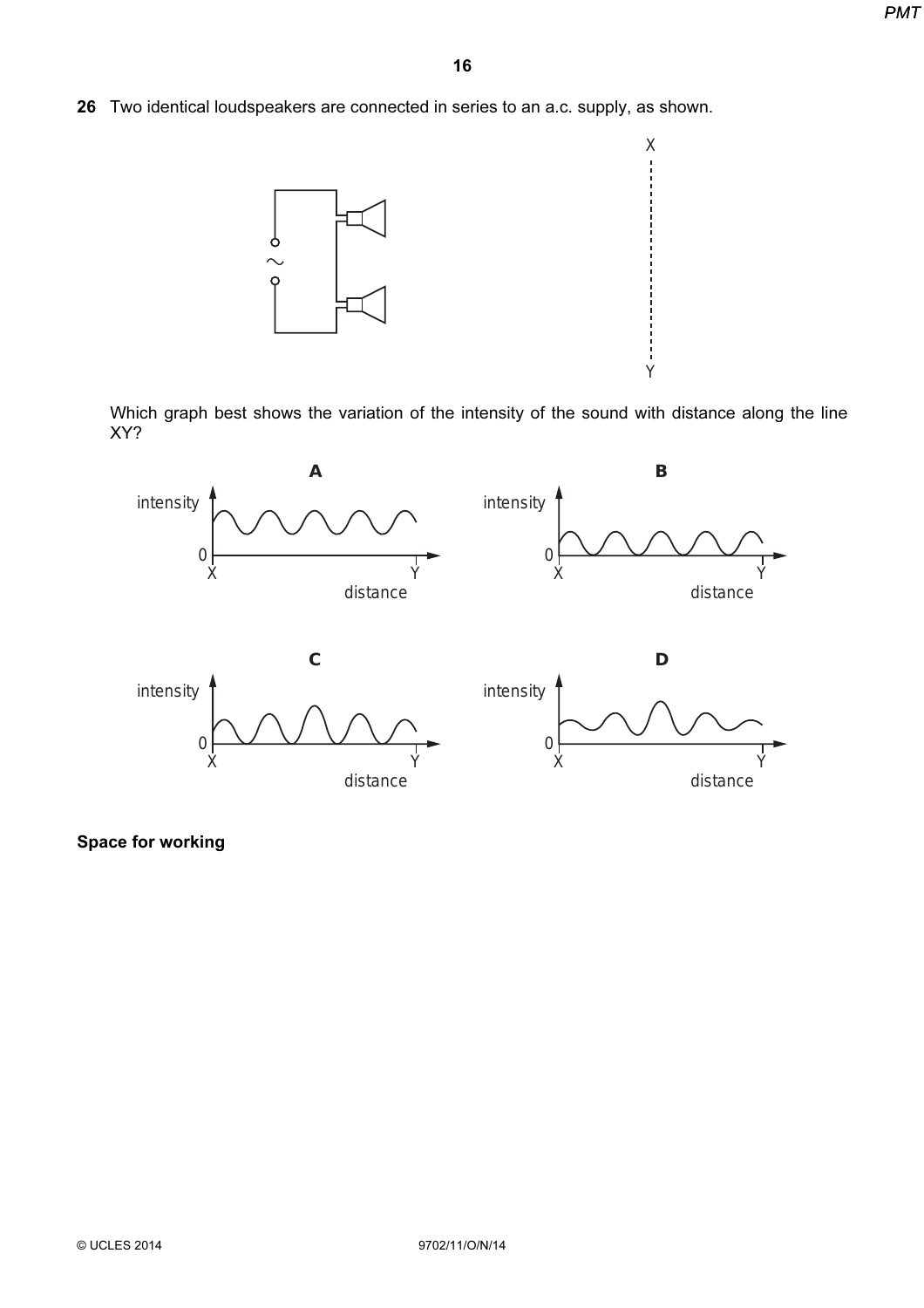**26** Two identical loudspeakers are connected in series to an a.c. supply, as shown.

X

Y

Which graph best shows the variation of the intensity of the sound with distance along the line XY?

**A**

intensity

0

X

Y

distance

**B**

intensity

0

X

Y

distance

**C**

intensity

0

X

Y

distance

**D**

intensity

0

X

Y

distance

**Space for working**

© UCLES 2014 9702/11/O/N/14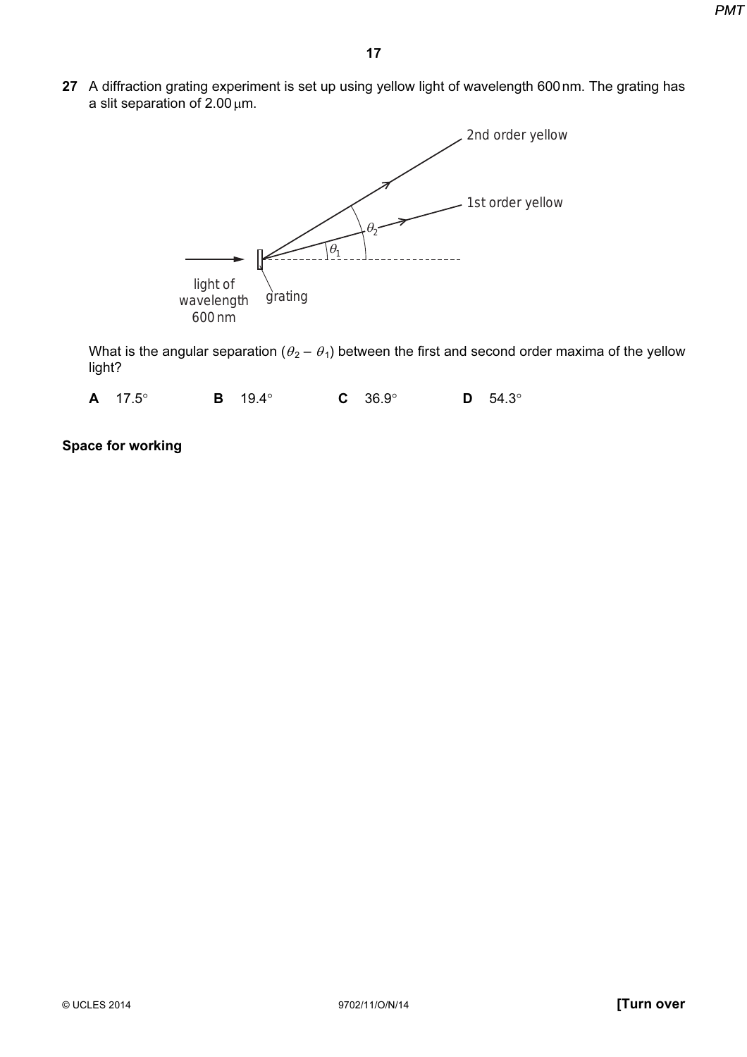27 A diffraction grating experiment is set up using yellow light of wavelength 600 nm. The grating has a slit separation of 2.00 μm.

What is the angular separation ($\theta_2 - \theta_1$) between the first and second order maxima of the yellow light?

**A** 17.5° **B** 19.4° **C** 36.9° **D** 54.3°

**Space for working**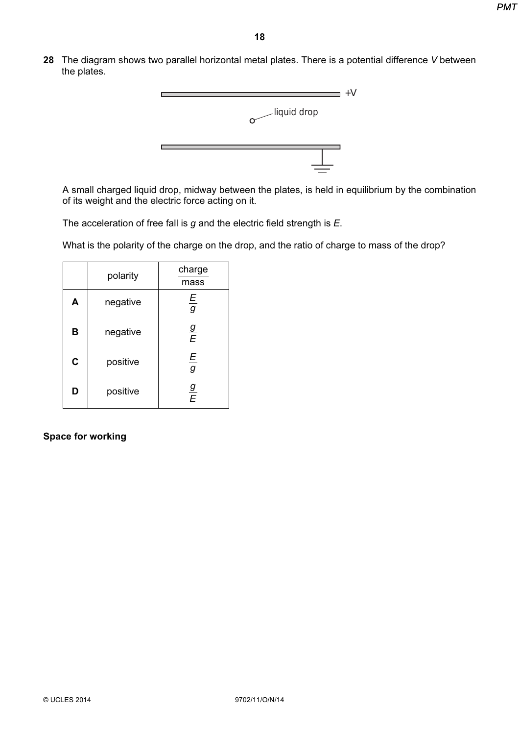**28** The diagram shows two parallel horizontal metal plates. There is a potential difference $V$ between the plates.

+V

liquid drop

A small charged liquid drop, midway between the plates, is held in equilibrium by the combination of its weight and the electric force acting on it.

The acceleration of free fall is $g$ and the electric field strength is $E$.

What is the polarity of the charge on the drop, and the ratio of charge to mass of the drop?

| | polarity | $\frac{\text{charge}}{\text{mass}}$ |
|---|---|---|
| **A** | negative | $\frac{E}{g}$ |
| **B** | negative | $\frac{g}{E}$ |
| **C** | positive | $\frac{E}{g}$ |
| **D** | positive | $\frac{g}{E}$ |

**Space for working**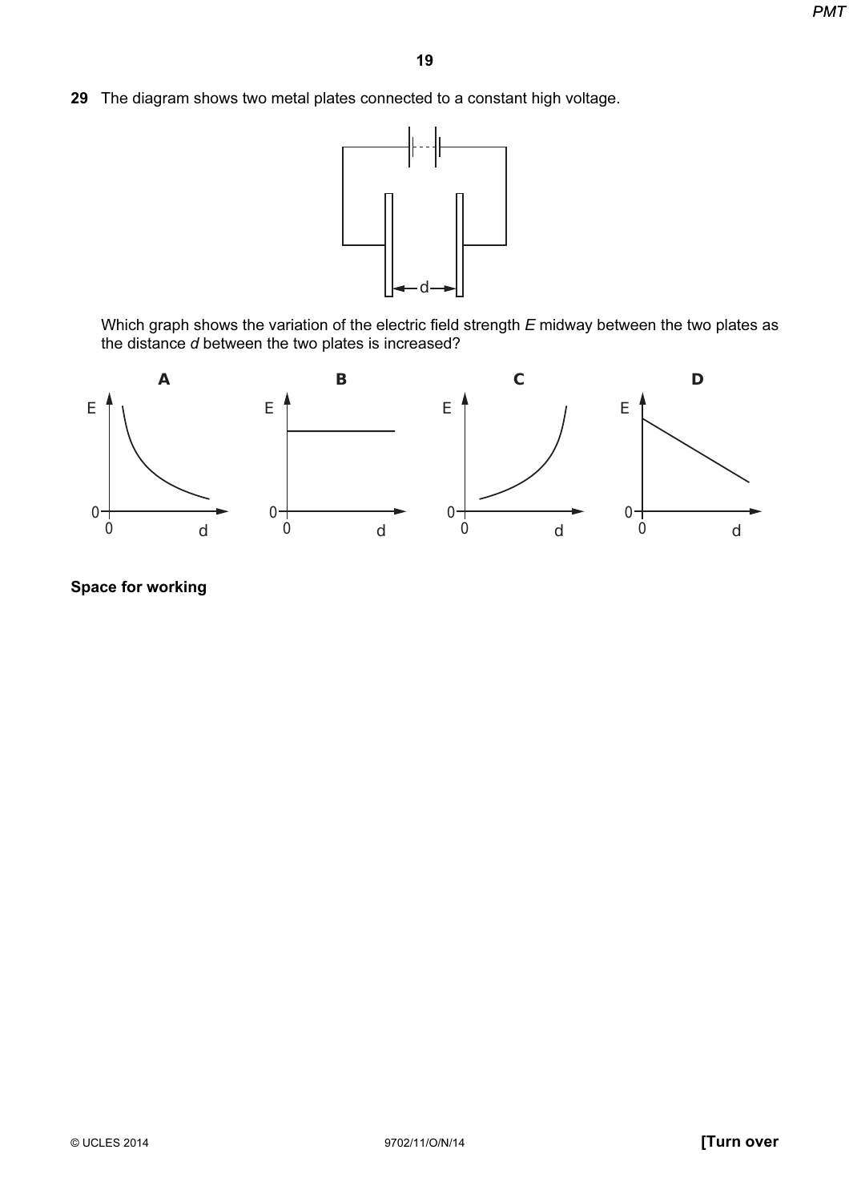29 The diagram shows two metal plates connected to a constant high voltage.

Which graph shows the variation of the electric field strength $E$ midway between the two plates as the distance $d$ between the two plates is increased?

**A** **B** **C** **D**

**Space for working**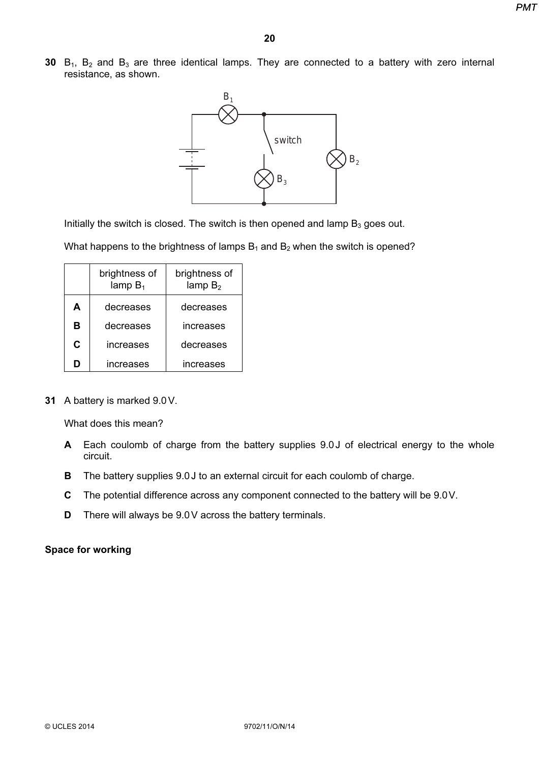**30** $B_1$, $B_2$ and $B_3$ are three identical lamps. They are connected to a battery with zero internal resistance, as shown.

$B_1$

switch

$B_2$

$B_3$

Initially the switch is closed. The switch is then opened and lamp $B_3$ goes out.

What happens to the brightness of lamps $B_1$ and $B_2$ when the switch is opened?

| | brightness of lamp $B_1$ | brightness of lamp $B_2$ |
|---|---|---|
| **A** | decreases | decreases |
| **B** | decreases | increases |
| **C** | increases | decreases |
| **D** | increases | increases |

**31** A battery is marked 9.0 V.

What does this mean?

**A** Each coulomb of charge from the battery supplies 9.0 J of electrical energy to the whole circuit.

**B** The battery supplies 9.0 J to an external circuit for each coulomb of charge.

**C** The potential difference across any component connected to the battery will be 9.0 V.

**D** There will always be 9.0 V across the battery terminals.

**Space for working**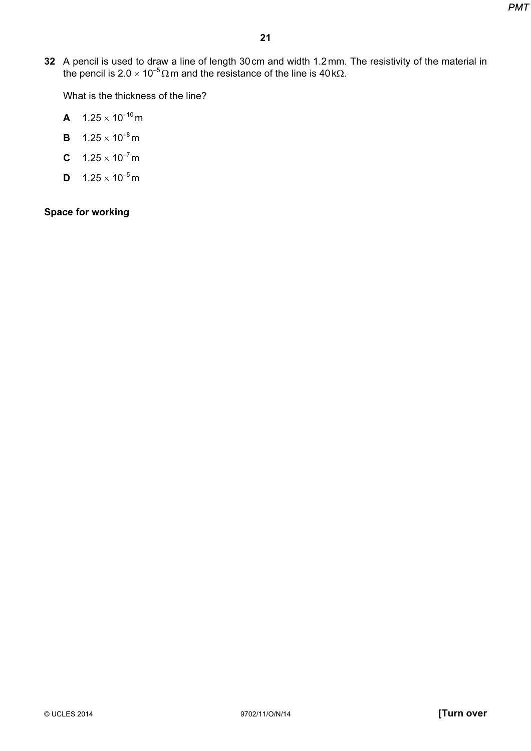**32** A pencil is used to draw a line of length 30 cm and width 1.2 mm. The resistivity of the material in the pencil is $2.0 \times 10^{-5}\,\Omega\,m$ and the resistance of the line is $40\,k\Omega$.

What is the thickness of the line?

**A** $1.25 \times 10^{-10}\,m$

**B** $1.25 \times 10^{-8}\,m$

**C** $1.25 \times 10^{-7}\,m$

**D** $1.25 \times 10^{-5}\,m$

**Space for working**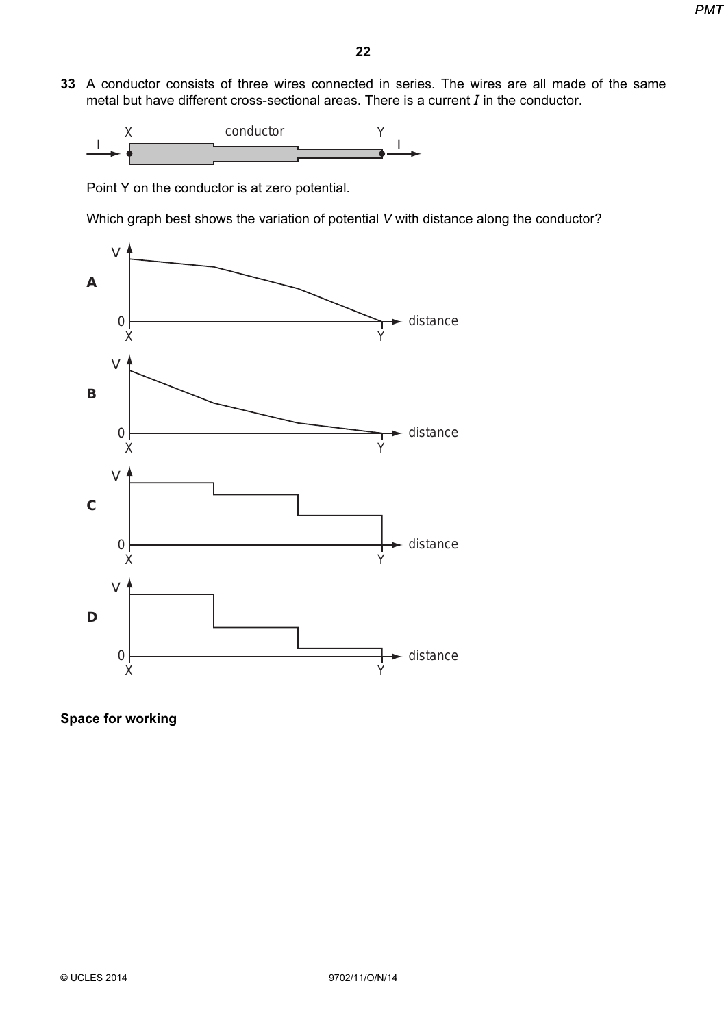**33** A conductor consists of three wires connected in series. The wires are all made of the same metal but have different cross-sectional areas. There is a current $I$ in the conductor.

X conductor Y

I I

Point Y on the conductor is at zero potential.

Which graph best shows the variation of potential $V$ with distance along the conductor?

**A**

V

0

X Y

distance

**B**

V

0

X Y

distance

**C**

V

0

X Y

distance

**D**

V

0

X Y

distance

**Space for working**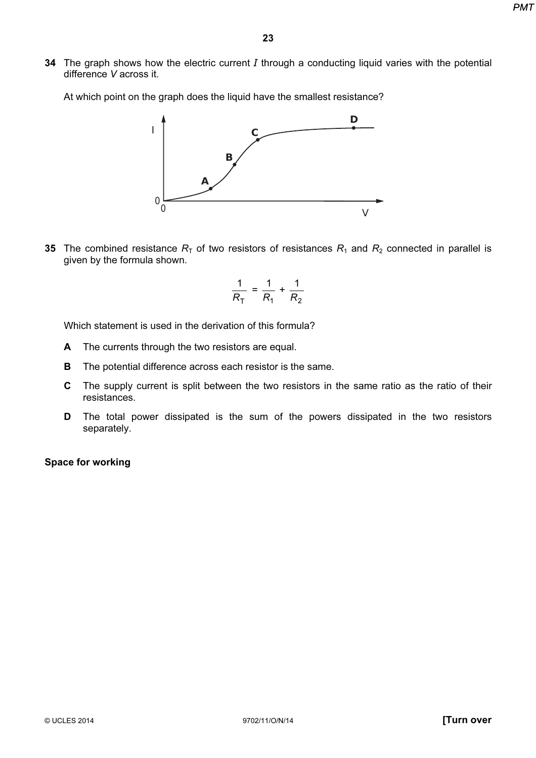**34** The graph shows how the electric current $I$ through a conducting liquid varies with the potential difference $V$ across it.

At which point on the graph does the liquid have the smallest resistance?

I

D

C

B

A

0

0

V

**35** The combined resistance $R_T$ of two resistors of resistances $R_1$ and $R_2$ connected in parallel is given by the formula shown.

$$\frac{1}{R_T} = \frac{1}{R_1} + \frac{1}{R_2}$$

Which statement is used in the derivation of this formula?

**A** The currents through the two resistors are equal.

**B** The potential difference across each resistor is the same.

**C** The supply current is split between the two resistors in the same ratio as the ratio of their resistances.

**D** The total power dissipated is the sum of the powers dissipated in the two resistors separately.

**Space for working**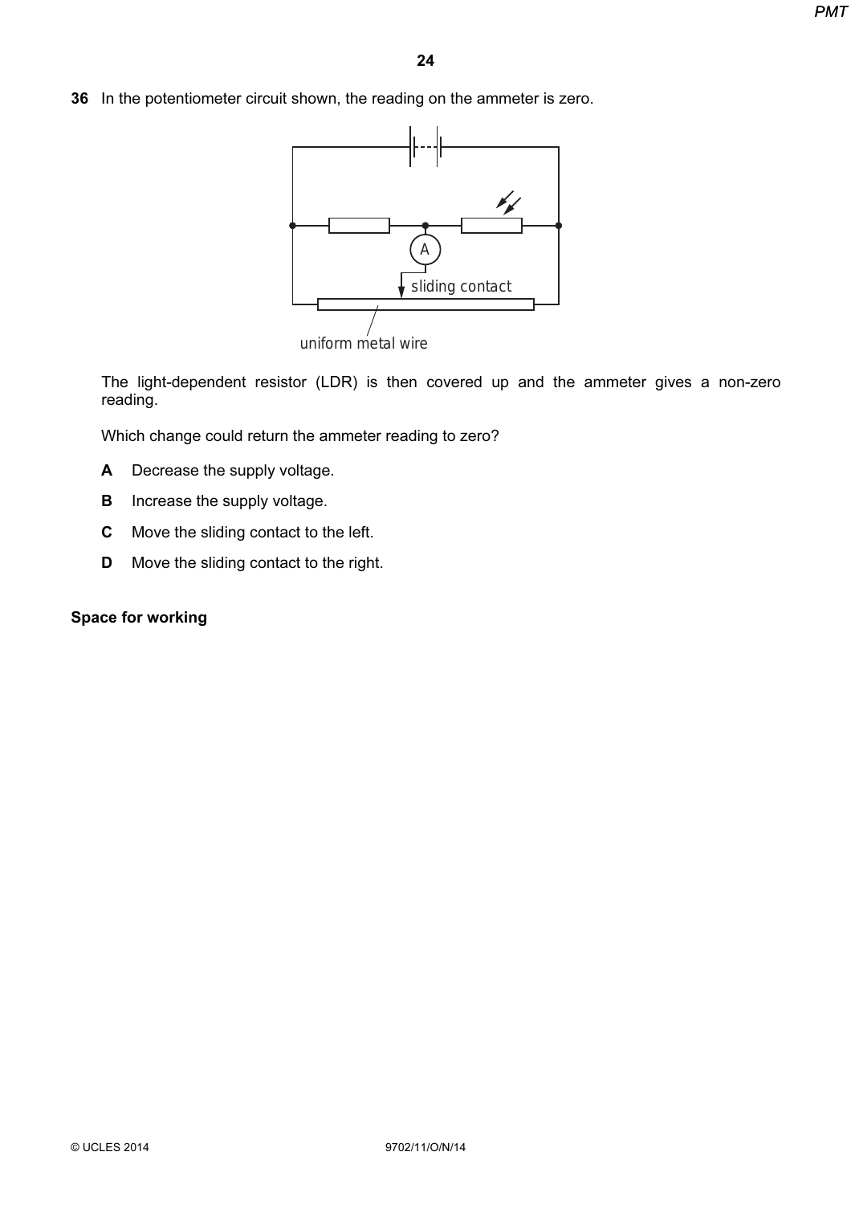**36** In the potentiometer circuit shown, the reading on the ammeter is zero.

sliding contact

uniform metal wire

The light-dependent resistor (LDR) is then covered up and the ammeter gives a non-zero reading.

Which change could return the ammeter reading to zero?

**A** Decrease the supply voltage.

**B** Increase the supply voltage.

**C** Move the sliding contact to the left.

**D** Move the sliding contact to the right.

**Space for working**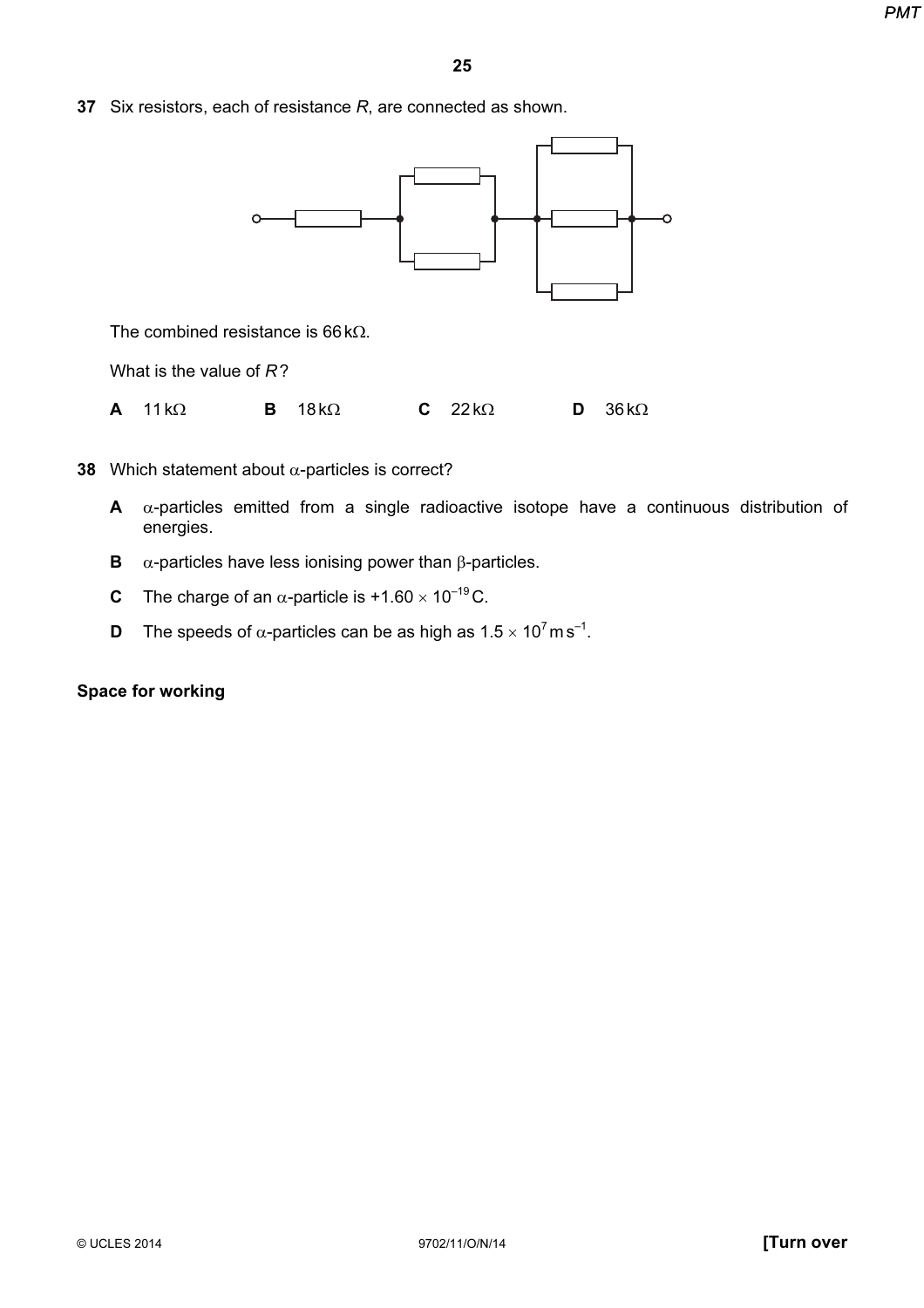**37** Six resistors, each of resistance $R$, are connected as shown.

The combined resistance is $66\,\text{k}\Omega$.

What is the value of $R$?

**A** $11\,\text{k}\Omega$ **B** $18\,\text{k}\Omega$ **C** $22\,\text{k}\Omega$ **D** $36\,\text{k}\Omega$

**38** Which statement about $\alpha$-particles is correct?

**A** $\alpha$-particles emitted from a single radioactive isotope have a continuous distribution of energies.

**B** $\alpha$-particles have less ionising power than $\beta$-particles.

**C** The charge of an $\alpha$-particle is $+1.60 \times 10^{-19}\,\text{C}$.

**D** The speeds of $\alpha$-particles can be as high as $1.5 \times 10^{7}\,\text{m}\,\text{s}^{-1}$.

**Space for working**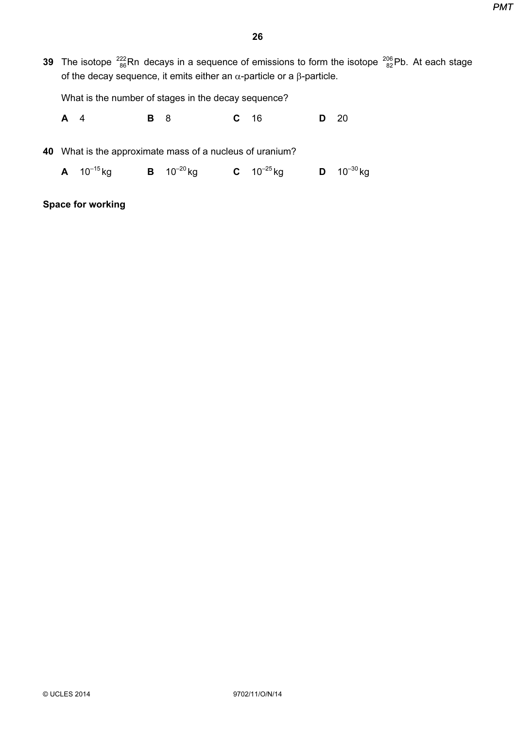**39** The isotope $^{222}_{86}\text{Rn}$ decays in a sequence of emissions to form the isotope $^{206}_{82}\text{Pb}$. At each stage of the decay sequence, it emits either an $\alpha$-particle or a $\beta$-particle.

What is the number of stages in the decay sequence?

**A** 4 **B** 8 **C** 16 **D** 20

**40** What is the approximate mass of a nucleus of uranium?

**A** $10^{-15}$ kg **B** $10^{-20}$ kg **C** $10^{-25}$ kg **D** $10^{-30}$ kg

**Space for working**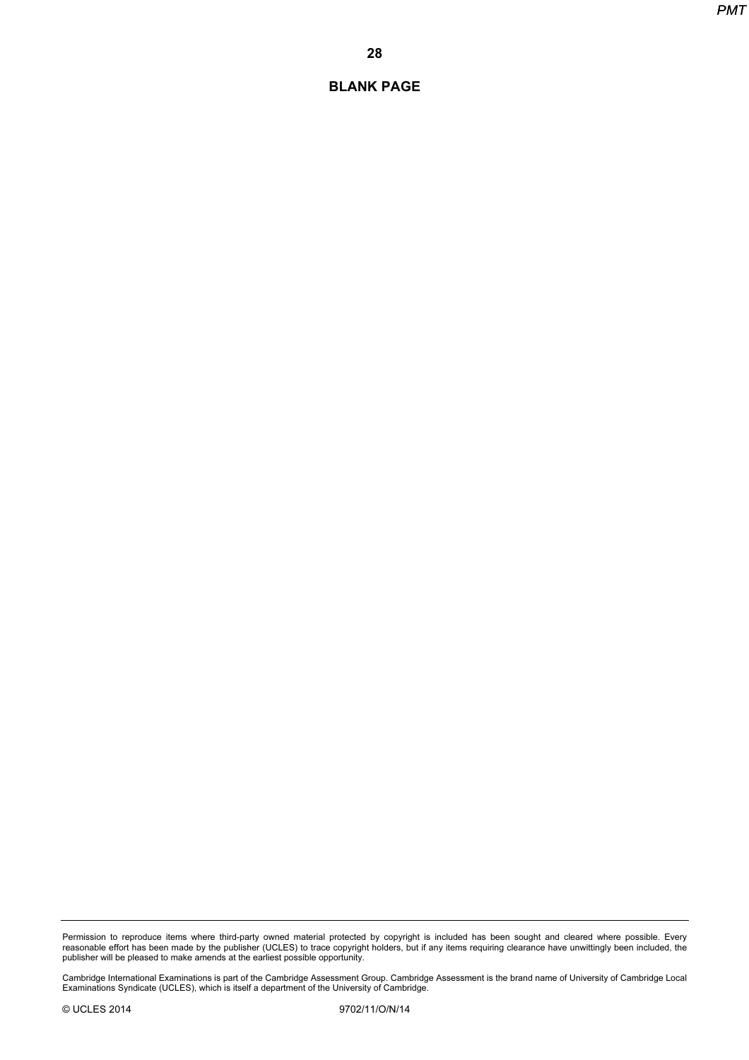**BLANK PAGE**

Permission to reproduce items where third-party owned material protected by copyright is included has been sought and cleared where possible. Every reasonable effort has been made by the publisher (UCLES) to trace copyright holders, but if any items requiring clearance have unwittingly been included, the publisher will be pleased to make amends at the earliest possible opportunity.

Cambridge International Examinations is part of the Cambridge Assessment Group. Cambridge Assessment is the brand name of University of Cambridge Local Examinations Syndicate (UCLES), which is itself a department of the University of Cambridge.

© UCLES 2014 9702/11/O/N/14